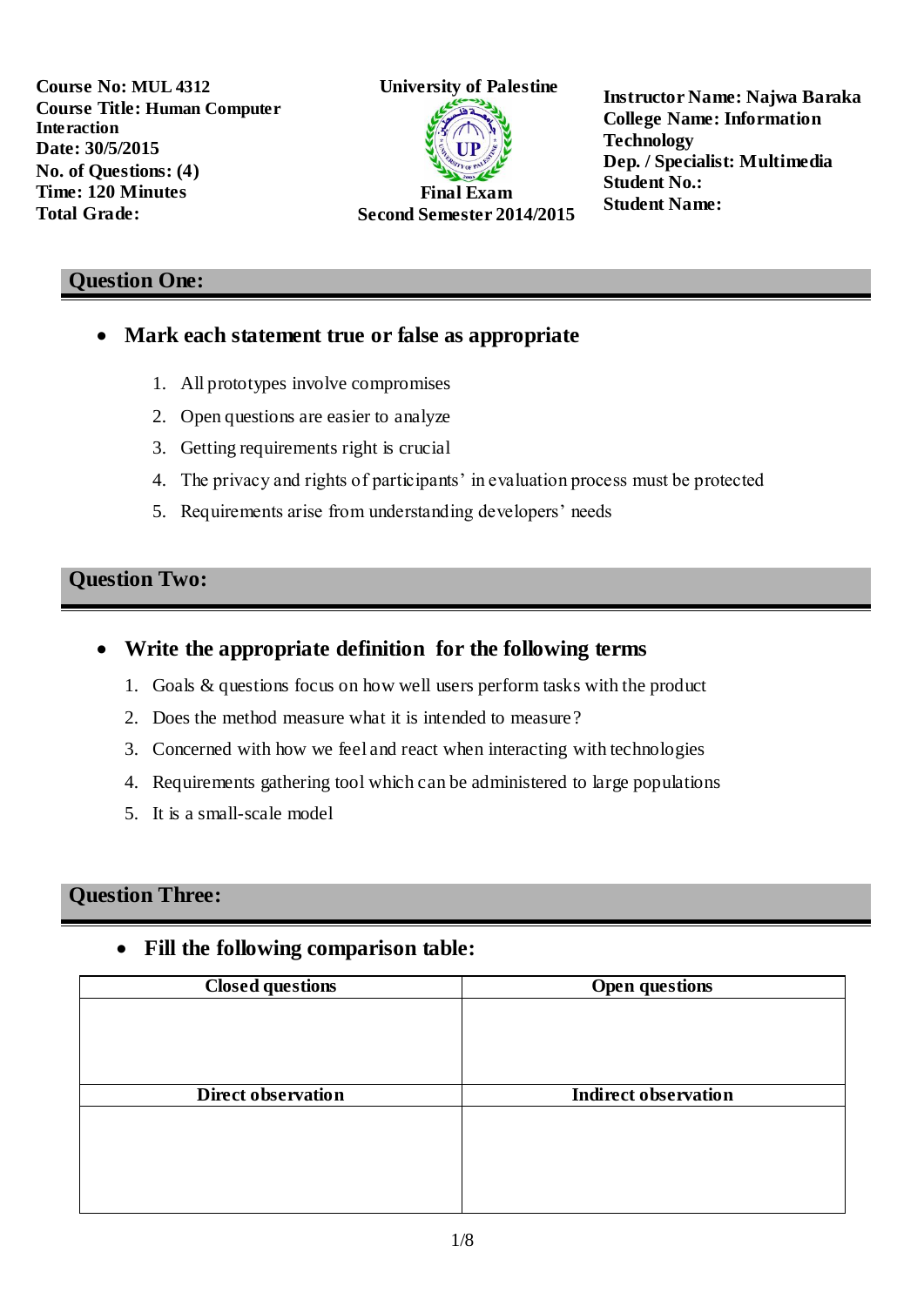**Course No: MUL 4312**
**Course Title: Human Computer Interaction**
**Date: 30/5/2015**
**No. of Questions: (4)**
**Time: 120 Minutes**
**Total Grade:**

**University of Palestine**
**Final Exam**
**Second Semester 2014/2015**

**Instructor Name: Najwa Baraka**
**College Name: Information Technology**
**Dep. / Specialist: Multimedia**
**Student No.:**
**Student Name:**

## Question One:

- **Mark each statement true or false as appropriate**

1. All prototypes involve compromises
2. Open questions are easier to analyze
3. Getting requirements right is crucial
4. The privacy and rights of participants' in evaluation process must be protected
5. Requirements arise from understanding developers' needs

## Question Two:

- **Write the appropriate definition for the following terms**

1. Goals & questions focus on how well users perform tasks with the product
2. Does the method measure what it is intended to measure?
3. Concerned with how we feel and react when interacting with technologies
4. Requirements gathering tool which can be administered to large populations
5. It is a small-scale model

## Question Three:

- **Fill the following comparison table:**

| Closed questions | Open questions |
|---|---|
| | |
| **Direct observation** | **Indirect observation** |
| | |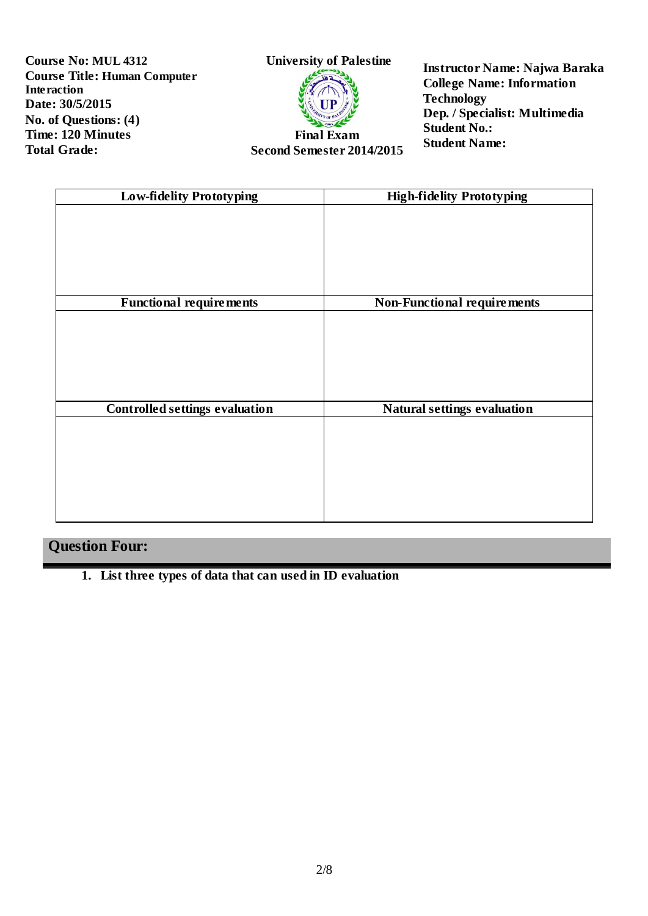**Course No: MUL 4312**
**Course Title: Human Computer Interaction**
**Date: 30/5/2015**
**No. of Questions: (4)**
**Time: 120 Minutes**
**Total Grade:**

**University of Palestine**

**Final Exam**
**Second Semester 2014/2015**

**Instructor Name: Najwa Baraka**
**College Name: Information Technology**
**Dep. / Specialist: Multimedia**
**Student No.:**
**Student Name:**

| Low-fidelity Prototyping | High-fidelity Prototyping |
|---|---|
| | |
| **Functional requirements** | **Non-Functional requirements** |
| | |
| **Controlled settings evaluation** | **Natural settings evaluation** |
| | |

## Question Four:

1. **List three types of data that can used in ID evaluation**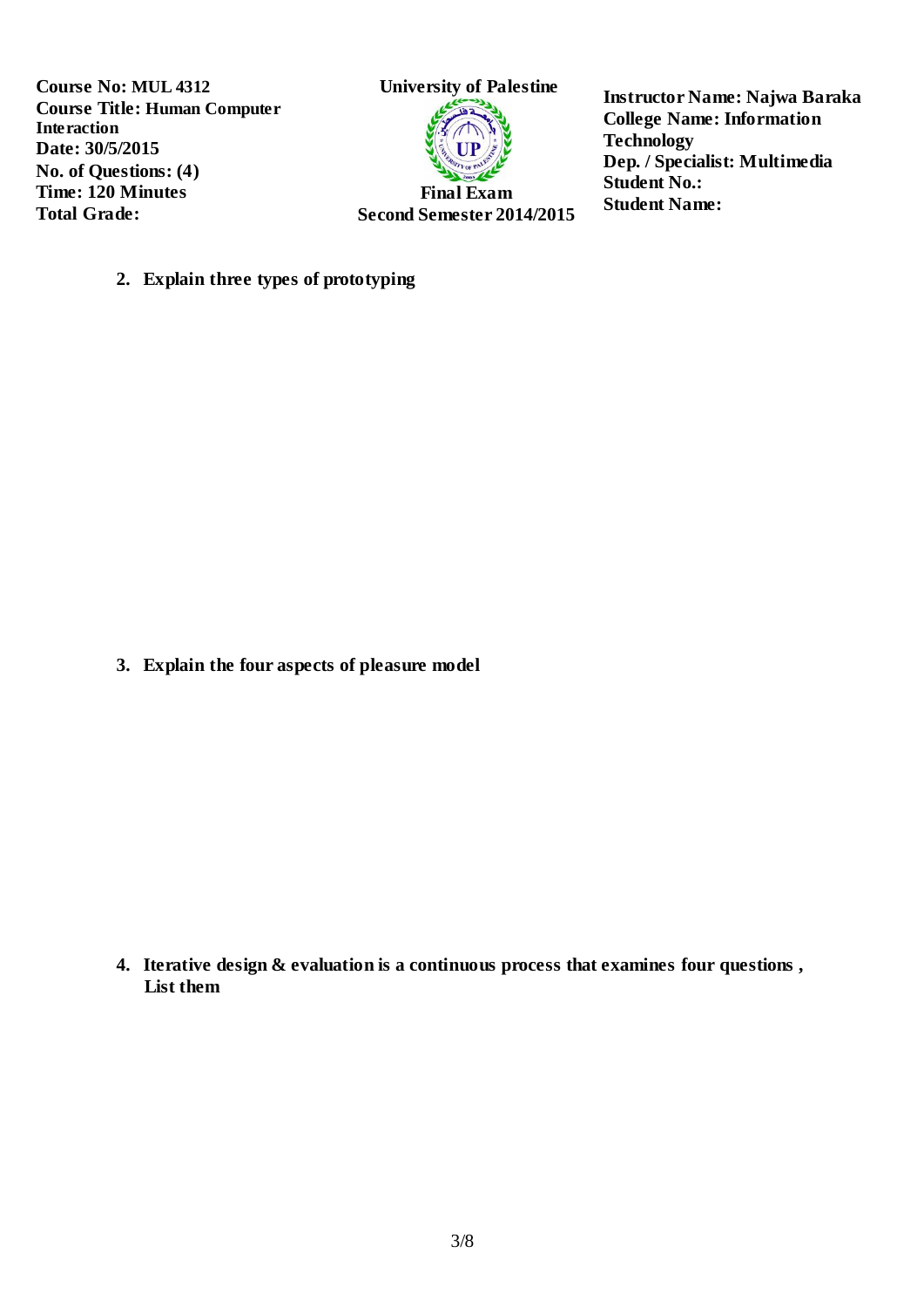**Course No: MUL 4312**
**Course Title: Human Computer Interaction**
**Date: 30/5/2015**
**No. of Questions: (4)**
**Time: 120 Minutes**
**Total Grade:**

**University of Palestine**

**Final Exam**
**Second Semester 2014/2015**

**Instructor Name: Najwa Baraka**
**College Name: Information Technology**
**Dep. / Specialist: Multimedia**
**Student No.:**
**Student Name:**

2. **Explain three types of prototyping**

3. **Explain the four aspects of pleasure model**

4. **Iterative design & evaluation is a continuous process that examines four questions , List them**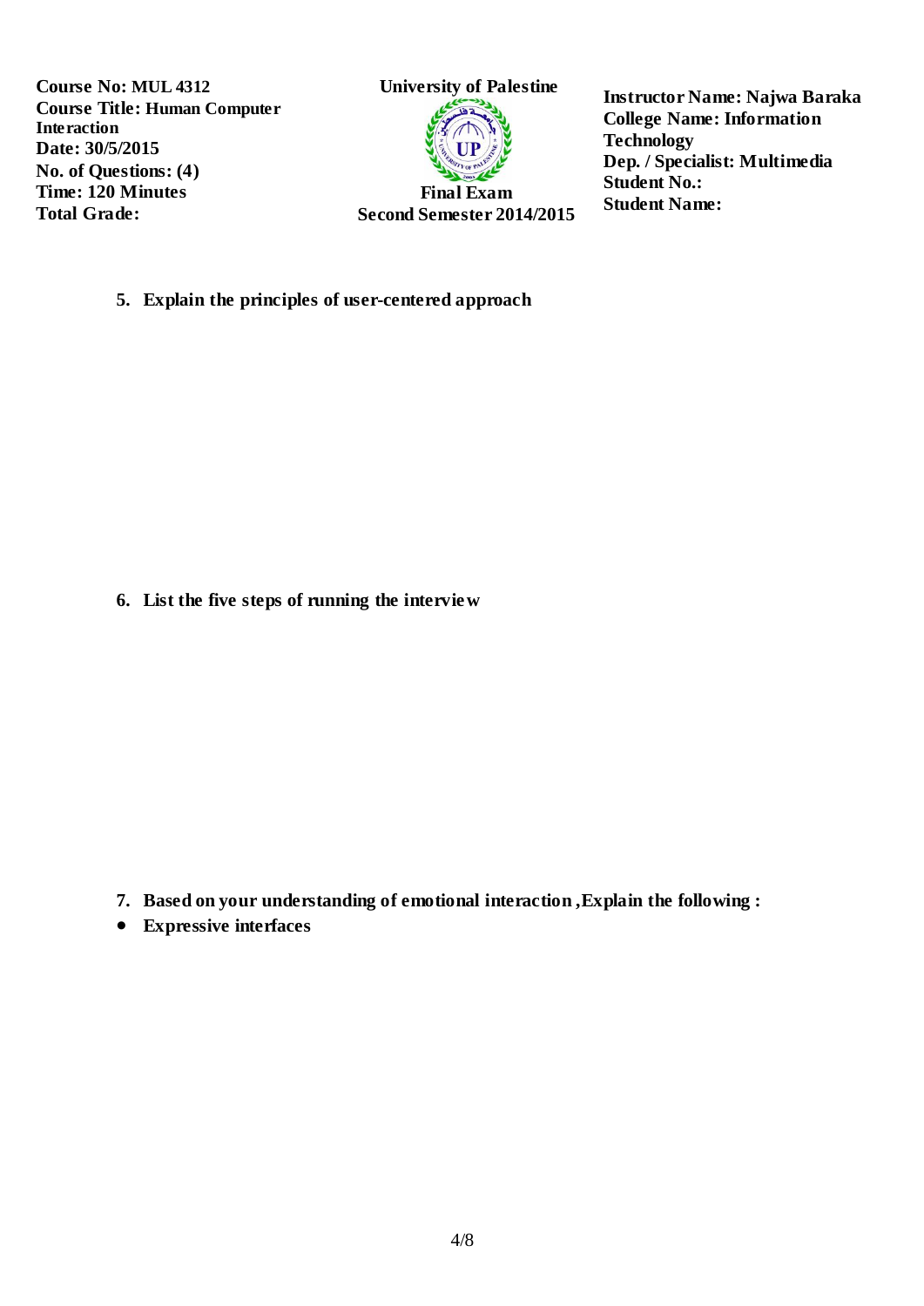5. **Explain the principles of user-centered approach**

6. **List the five steps of running the interview**

7. **Based on your understanding of emotional interaction ,Explain the following :**

- **Expressive interfaces**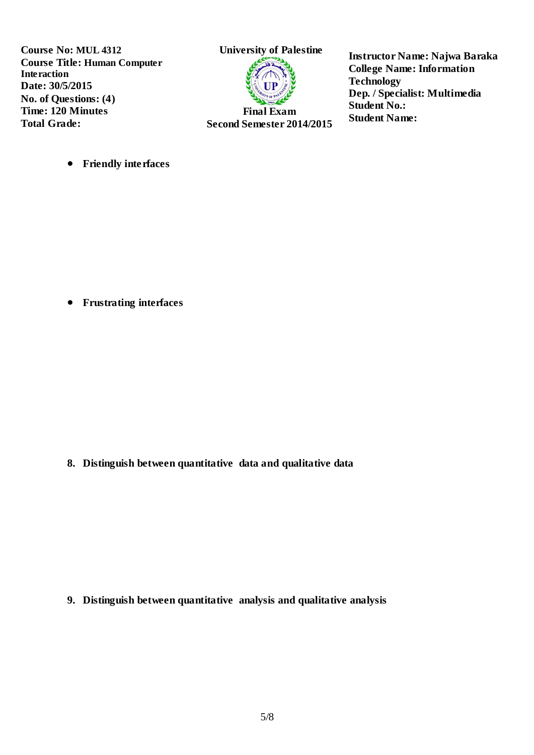**Course No: MUL 4312**
**Course Title: Human Computer Interaction**
**Date: 30/5/2015**
**No. of Questions: (4)**
**Time: 120 Minutes**
**Total Grade:**

**University of Palestine**
**Final Exam**
**Second Semester 2014/2015**

**Instructor Name: Najwa Baraka**
**College Name: Information Technology**
**Dep. / Specialist: Multimedia**
**Student No.:**
**Student Name:**

- **Friendly interfaces**

- **Frustrating interfaces**

8. **Distinguish between quantitative data and qualitative data**

9. **Distinguish between quantitative analysis and qualitative analysis**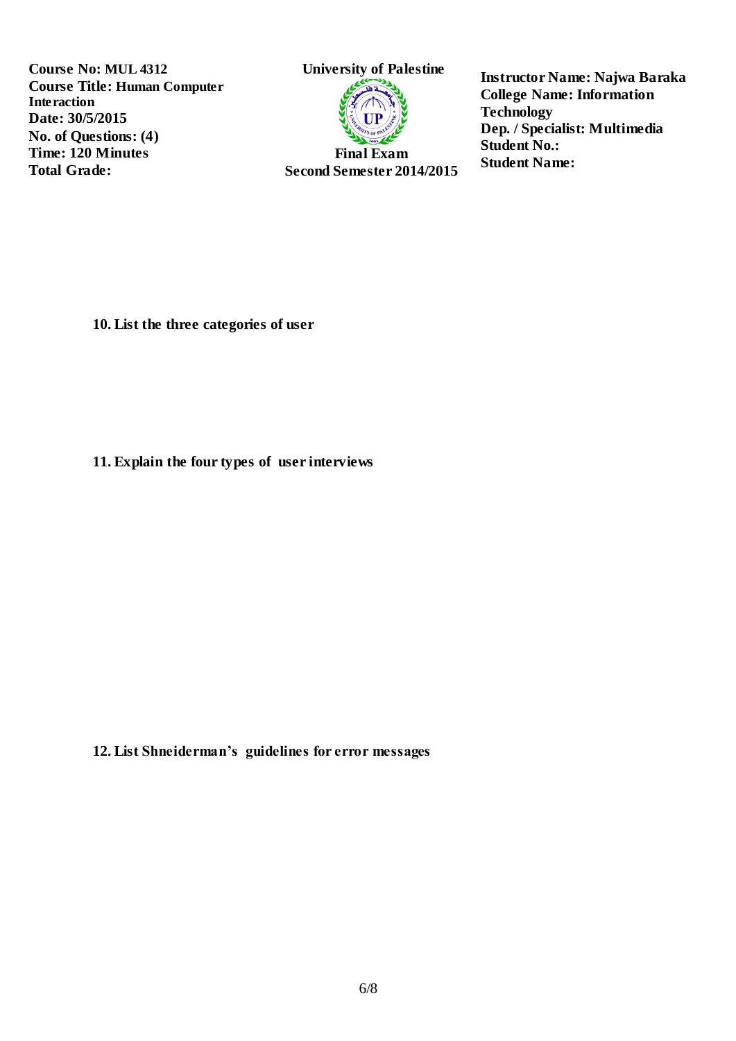**Course No: MUL 4312**
**Course Title: Human Computer Interaction**
**Date: 30/5/2015**
**No. of Questions: (4)**
**Time: 120 Minutes**
**Total Grade:**

**University of Palestine**

**Final Exam**
**Second Semester 2014/2015**

**Instructor Name: Najwa Baraka**
**College Name: Information Technology**
**Dep. / Specialist: Multimedia**
**Student No.:**
**Student Name:**

**10. List the three categories of user**

**11. Explain the four types of user interviews**

**12. List Shneiderman's guidelines for error messages**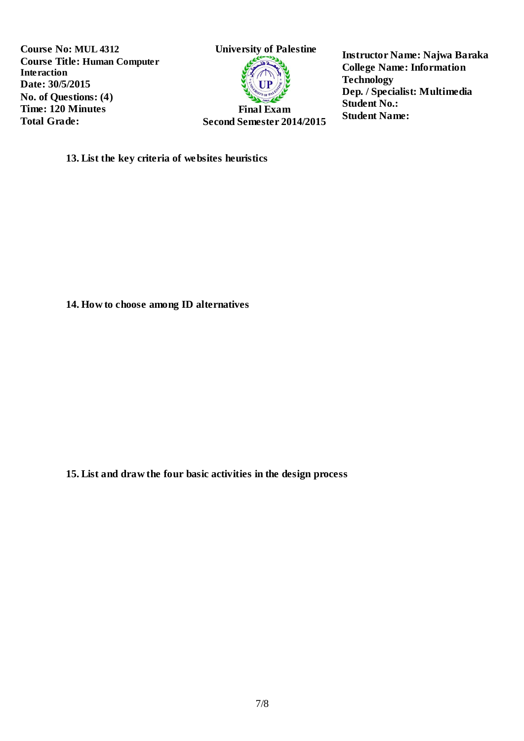**Course No: MUL 4312**
**Course Title: Human Computer Interaction**
**Date: 30/5/2015**
**No. of Questions: (4)**
**Time: 120 Minutes**
**Total Grade:**

**University of Palestine**

**Final Exam**
**Second Semester 2014/2015**

**Instructor Name: Najwa Baraka**
**College Name: Information Technology**
**Dep. / Specialist: Multimedia**
**Student No.:**
**Student Name:**

**13. List the key criteria of websites heuristics**

**14. How to choose among ID alternatives**

**15. List and draw the four basic activities in the design process**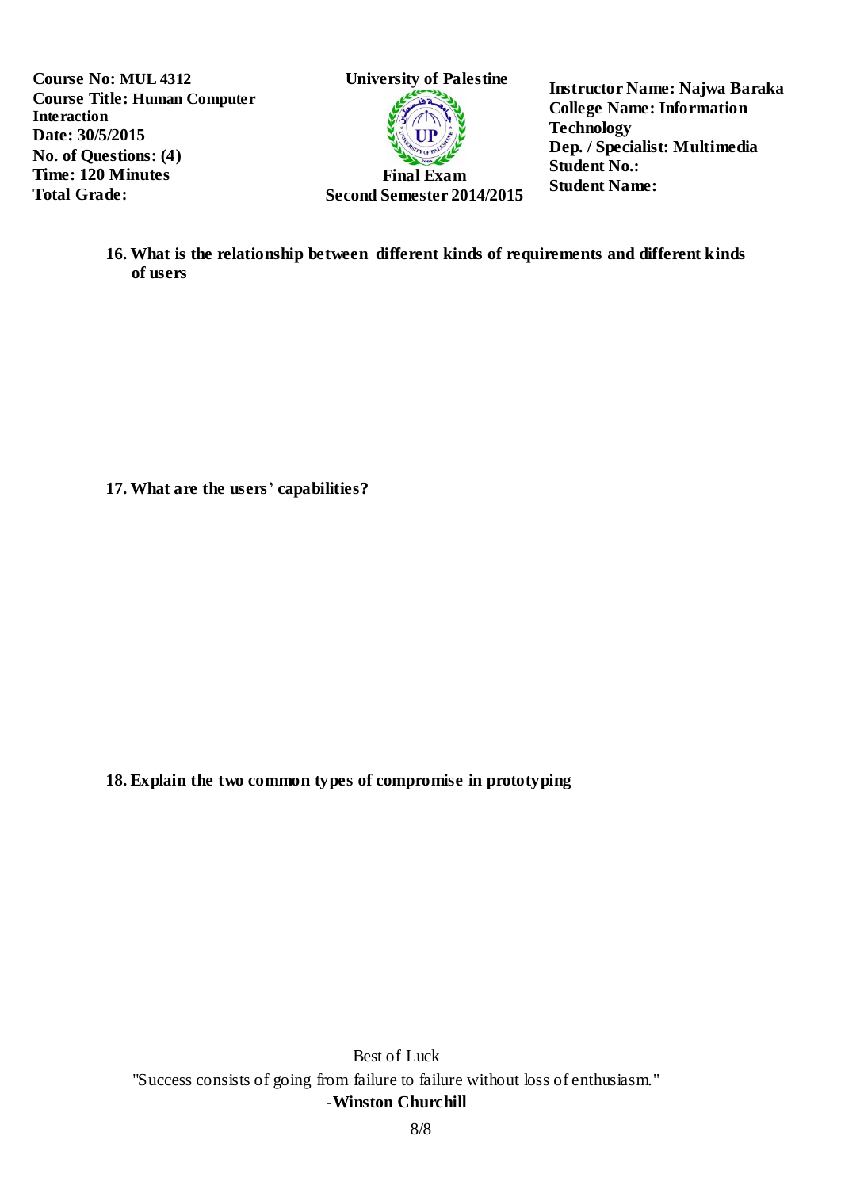Course No: MUL 4312
Course Title: Human Computer Interaction
Date: 30/5/2015
No. of Questions: (4)
Time: 120 Minutes
Total Grade:

**University of Palestine**

**Final Exam**
**Second Semester 2014/2015**

Instructor Name: Najwa Baraka
College Name: Information Technology
Dep. / Specialist: Multimedia
Student No.:
Student Name:

**16. What is the relationship between different kinds of requirements and different kinds of users**

**17. What are the users' capabilities?**

**18. Explain the two common types of compromise in prototyping**

Best of Luck

"Success consists of going from failure to failure without loss of enthusiasm."

-**Winston Churchill**